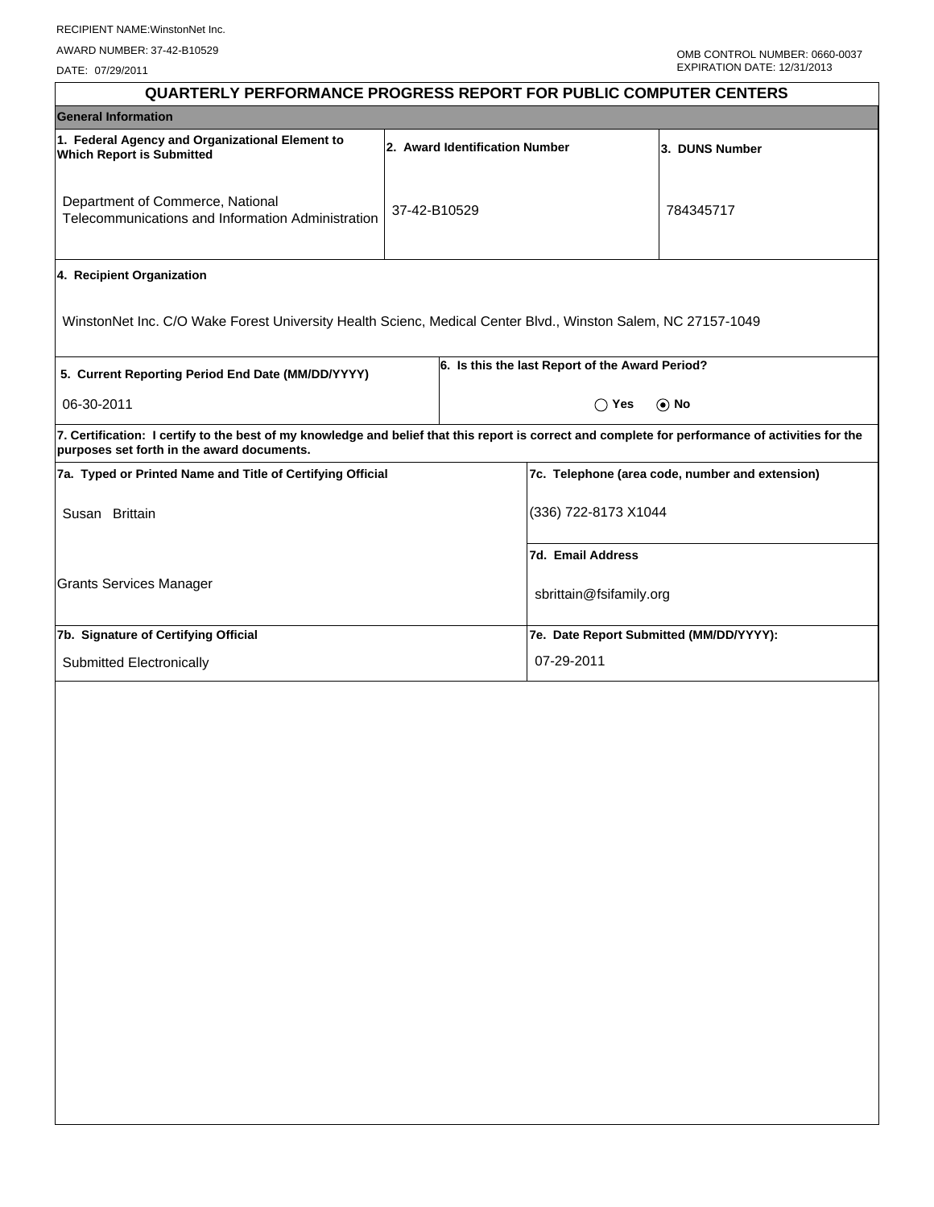RECIPIENT NAME:WinstonNet Inc.

AWARD NUMBER: 37-42-B10529

DATE: 07/29/2011

OMB CONTROL NUMBER: 0660-0037
EXPIRATION DATE: 12/31/2013

# QUARTERLY PERFORMANCE PROGRESS REPORT FOR PUBLIC COMPUTER CENTERS

## General Information

| 1. Federal Agency and Organizational Element to Which Report is Submitted | 2. Award Identification Number | 3. DUNS Number |
|---|---|---|
| Department of Commerce, National Telecommunications and Information Administration | 37-42-B10529 | 784345717 |

**4. Recipient Organization**

WinstonNet Inc. C/O Wake Forest University Health Scienc, Medical Center Blvd., Winston Salem, NC 27157-1049

| 5. Current Reporting Period End Date (MM/DD/YYYY) | 6. Is this the last Report of the Award Period? |
|---|---|
| 06-30-2011 | ◯ Yes ⦿ No |

**7. Certification: I certify to the best of my knowledge and belief that this report is correct and complete for performance of activities for the purposes set forth in the award documents.**

| 7a. Typed or Printed Name and Title of Certifying Official | 7c. Telephone (area code, number and extension) |
|---|---|
| Susan Brittain | (336) 722-8173 X1044 |
| Grants Services Manager | **7d. Email Address** sbrittain@fsifamily.org |
| **7b. Signature of Certifying Official** | **7e. Date Report Submitted (MM/DD/YYYY):** |
| Submitted Electronically | 07-29-2011 |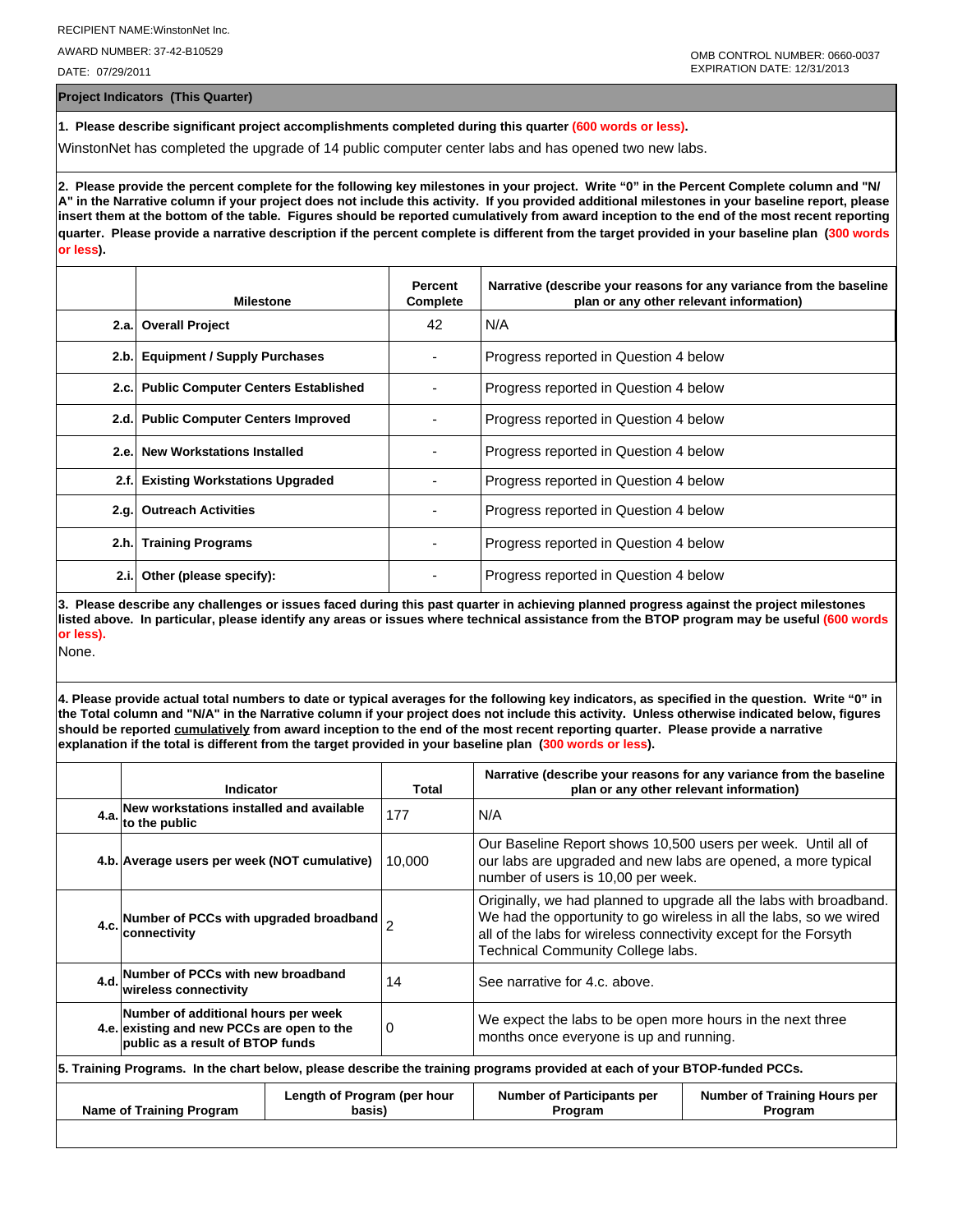RECIPIENT NAME:WinstonNet Inc.

AWARD NUMBER: 37-42-B10529

DATE: 07/29/2011

OMB CONTROL NUMBER: 0660-0037
EXPIRATION DATE: 12/31/2013

## Project Indicators (This Quarter)

**1. Please describe significant project accomplishments completed during this quarter (600 words or less).**

WinstonNet has completed the upgrade of 14 public computer center labs and has opened two new labs.

**2. Please provide the percent complete for the following key milestones in your project. Write "0" in the Percent Complete column and "N/A" in the Narrative column if your project does not include this activity. If you provided additional milestones in your baseline report, please insert them at the bottom of the table. Figures should be reported cumulatively from award inception to the end of the most recent reporting quarter. Please provide a narrative description if the percent complete is different from the target provided in your baseline plan (300 words or less).**

| | Milestone | Percent Complete | Narrative (describe your reasons for any variance from the baseline plan or any other relevant information) |
|---|---|---|---|
| 2.a. | Overall Project | 42 | N/A |
| 2.b. | Equipment / Supply Purchases | - | Progress reported in Question 4 below |
| 2.c. | Public Computer Centers Established | - | Progress reported in Question 4 below |
| 2.d. | Public Computer Centers Improved | - | Progress reported in Question 4 below |
| 2.e. | New Workstations Installed | - | Progress reported in Question 4 below |
| 2.f. | Existing Workstations Upgraded | - | Progress reported in Question 4 below |
| 2.g. | Outreach Activities | - | Progress reported in Question 4 below |
| 2.h. | Training Programs | - | Progress reported in Question 4 below |
| 2.i. | Other (please specify): | - | Progress reported in Question 4 below |

**3. Please describe any challenges or issues faced during this past quarter in achieving planned progress against the project milestones listed above. In particular, please identify any areas or issues where technical assistance from the BTOP program may be useful (600 words or less).**

None.

**4. Please provide actual total numbers to date or typical averages for the following key indicators, as specified in the question. Write "0" in the Total column and "N/A" in the Narrative column if your project does not include this activity. Unless otherwise indicated below, figures should be reported cumulatively from award inception to the end of the most recent reporting quarter. Please provide a narrative explanation if the total is different from the target provided in your baseline plan (300 words or less).**

| | Indicator | Total | Narrative (describe your reasons for any variance from the baseline plan or any other relevant information) |
|---|---|---|---|
| 4.a. | New workstations installed and available to the public | 177 | N/A |
| 4.b. | Average users per week (NOT cumulative) | 10,000 | Our Baseline Report shows 10,500 users per week. Until all of our labs are upgraded and new labs are opened, a more typical number of users is 10,00 per week. |
| 4.c. | Number of PCCs with upgraded broadband connectivity | 2 | Originally, we had planned to upgrade all the labs with broadband. We had the opportunity to go wireless in all the labs, so we wired all of the labs for wireless connectivity except for the Forsyth Technical Community College labs. |
| 4.d. | Number of PCCs with new broadband wireless connectivity | 14 | See narrative for 4.c. above. |
| 4.e. | Number of additional hours per week existing and new PCCs are open to the public as a result of BTOP funds | 0 | We expect the labs to be open more hours in the next three months once everyone is up and running. |

**5. Training Programs. In the chart below, please describe the training programs provided at each of your BTOP-funded PCCs.**

| Name of Training Program | Length of Program (per hour basis) | Number of Participants per Program | Number of Training Hours per Program |
|---|---|---|---|
| | | | |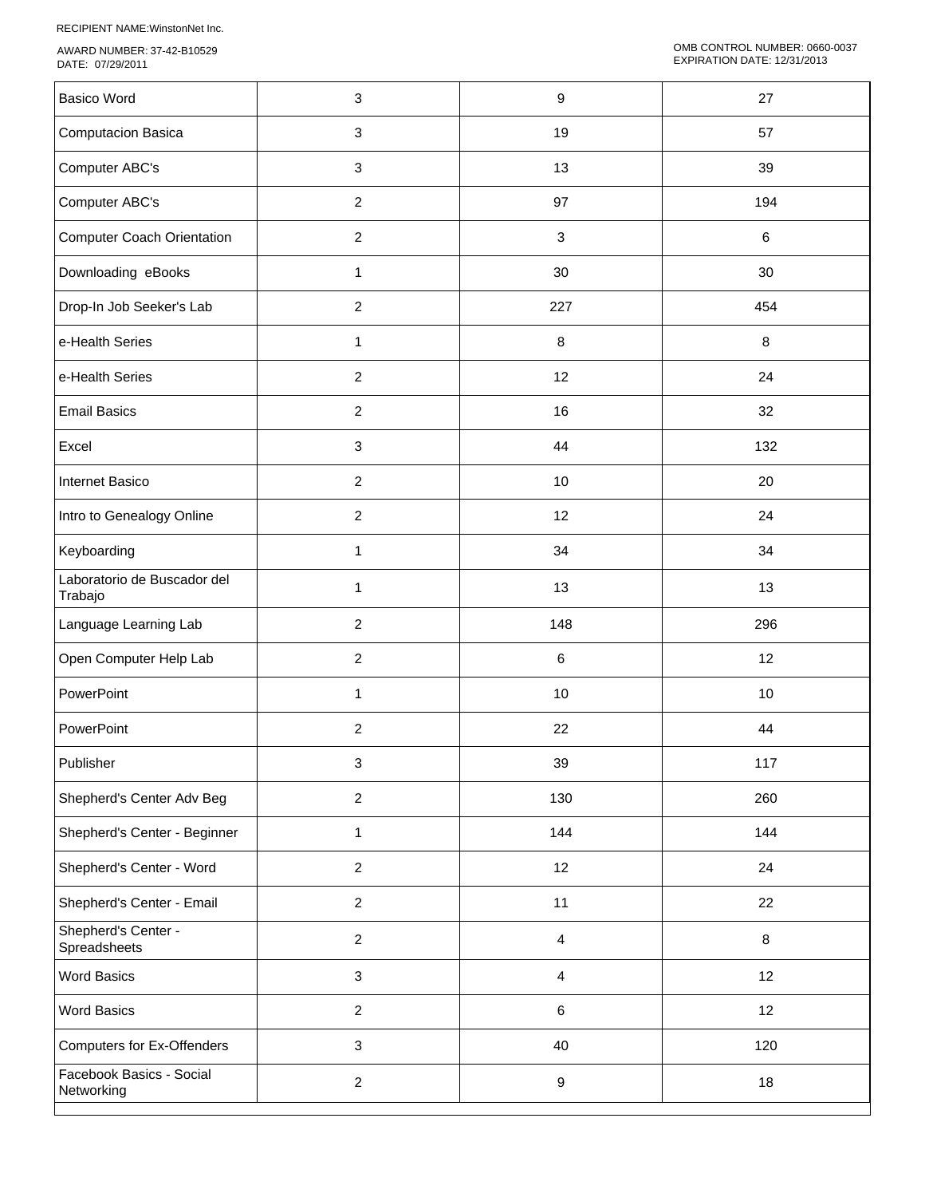| | | | |
|---|---|---|---|
| Basico Word | 3 | 9 | 27 |
| Computacion Basica | 3 | 19 | 57 |
| Computer ABC's | 3 | 13 | 39 |
| Computer ABC's | 2 | 97 | 194 |
| Computer Coach Orientation | 2 | 3 | 6 |
| Downloading eBooks | 1 | 30 | 30 |
| Drop-In Job Seeker's Lab | 2 | 227 | 454 |
| e-Health Series | 1 | 8 | 8 |
| e-Health Series | 2 | 12 | 24 |
| Email Basics | 2 | 16 | 32 |
| Excel | 3 | 44 | 132 |
| Internet Basico | 2 | 10 | 20 |
| Intro to Genealogy Online | 2 | 12 | 24 |
| Keyboarding | 1 | 34 | 34 |
| Laboratorio de Buscador del Trabajo | 1 | 13 | 13 |
| Language Learning Lab | 2 | 148 | 296 |
| Open Computer Help Lab | 2 | 6 | 12 |
| PowerPoint | 1 | 10 | 10 |
| PowerPoint | 2 | 22 | 44 |
| Publisher | 3 | 39 | 117 |
| Shepherd's Center Adv Beg | 2 | 130 | 260 |
| Shepherd's Center - Beginner | 1 | 144 | 144 |
| Shepherd's Center - Word | 2 | 12 | 24 |
| Shepherd's Center - Email | 2 | 11 | 22 |
| Shepherd's Center - Spreadsheets | 2 | 4 | 8 |
| Word Basics | 3 | 4 | 12 |
| Word Basics | 2 | 6 | 12 |
| Computers for Ex-Offenders | 3 | 40 | 120 |
| Facebook Basics - Social Networking | 2 | 9 | 18 |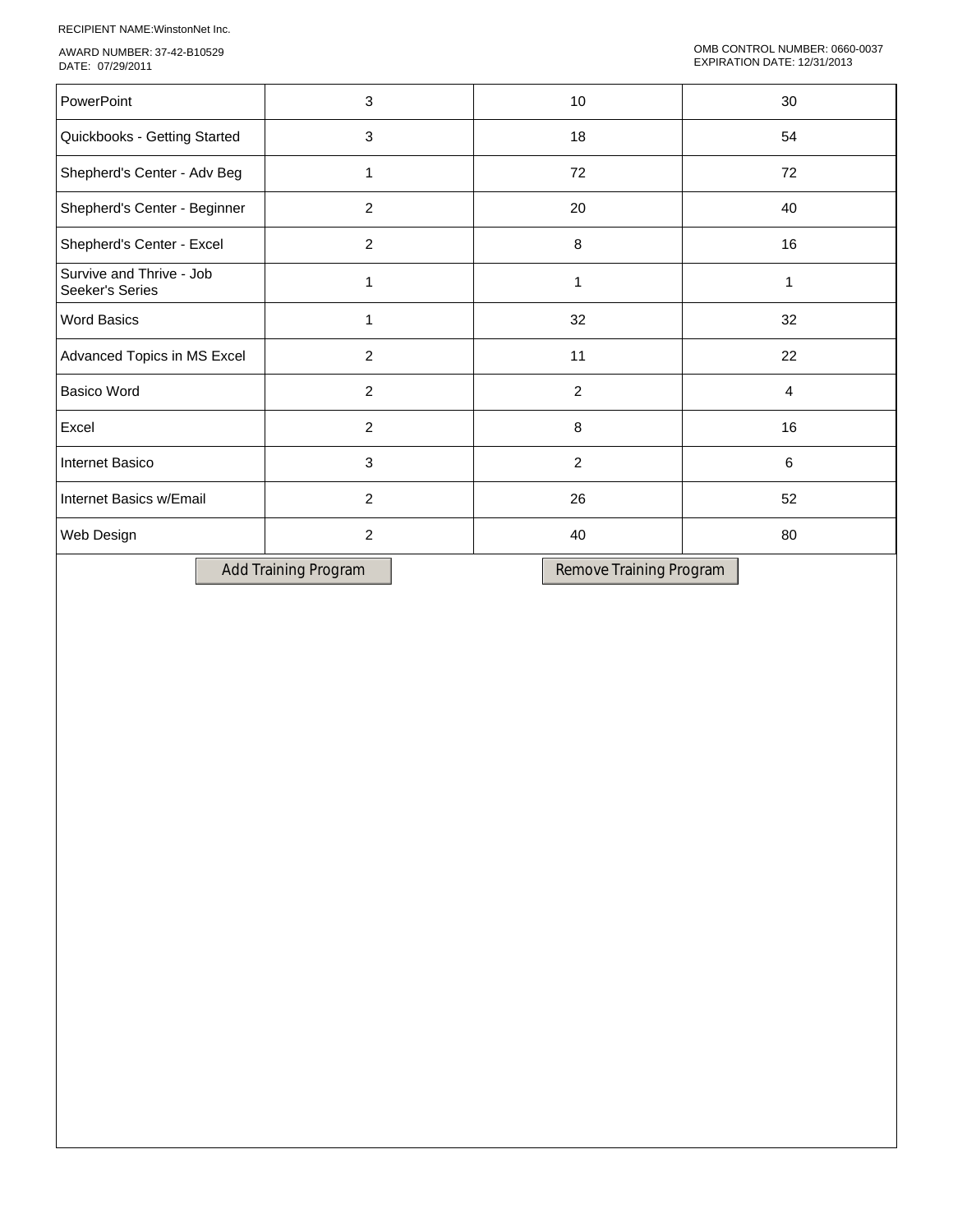RECIPIENT NAME:WinstonNet Inc.

AWARD NUMBER: 37-42-B10529
DATE: 07/29/2011

OMB CONTROL NUMBER: 0660-0037
EXPIRATION DATE: 12/31/2013

| | | | |
|---|---|---|---|
| PowerPoint | 3 | 10 | 30 |
| Quickbooks - Getting Started | 3 | 18 | 54 |
| Shepherd's Center - Adv Beg | 1 | 72 | 72 |
| Shepherd's Center - Beginner | 2 | 20 | 40 |
| Shepherd's Center - Excel | 2 | 8 | 16 |
| Survive and Thrive - Job Seeker's Series | 1 | 1 | 1 |
| Word Basics | 1 | 32 | 32 |
| Advanced Topics in MS Excel | 2 | 11 | 22 |
| Basico Word | 2 | 2 | 4 |
| Excel | 2 | 8 | 16 |
| Internet Basico | 3 | 2 | 6 |
| Internet Basics w/Email | 2 | 26 | 52 |
| Web Design | 2 | 40 | 80 |

Add Training Program

Remove Training Program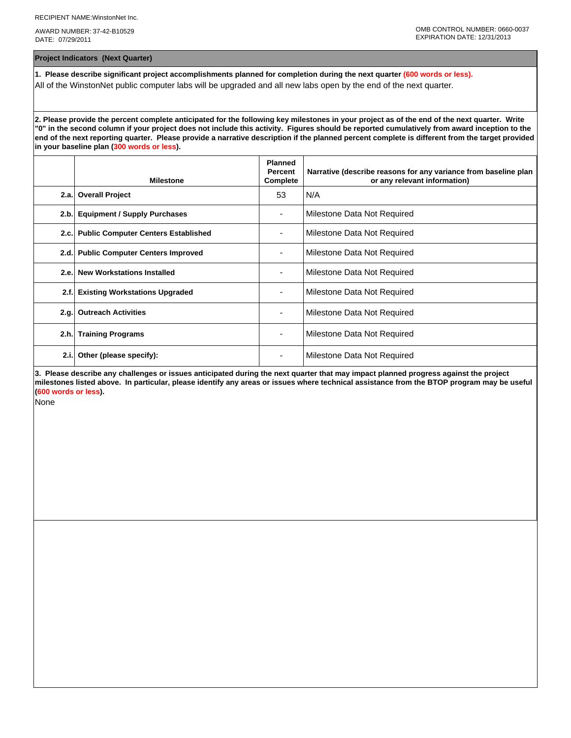RECIPIENT NAME:WinstonNet Inc.

AWARD NUMBER: 37-42-B10529
DATE: 07/29/2011

OMB CONTROL NUMBER: 0660-0037
EXPIRATION DATE: 12/31/2013

## Project Indicators (Next Quarter)

**1. Please describe significant project accomplishments planned for completion during the next quarter (600 words or less).**

All of the WinstonNet public computer labs will be upgraded and all new labs open by the end of the next quarter.

**2. Please provide the percent complete anticipated for the following key milestones in your project as of the end of the next quarter. Write "0" in the second column if your project does not include this activity. Figures should be reported cumulatively from award inception to the end of the next reporting quarter. Please provide a narrative description if the planned percent complete is different from the target provided in your baseline plan (300 words or less).**

| | Milestone | Planned Percent Complete | Narrative (describe reasons for any variance from baseline plan or any relevant information) |
|---|---|---|---|
| 2.a. | **Overall Project** | 53 | N/A |
| 2.b. | **Equipment / Supply Purchases** | - | Milestone Data Not Required |
| 2.c. | **Public Computer Centers Established** | - | Milestone Data Not Required |
| 2.d. | **Public Computer Centers Improved** | - | Milestone Data Not Required |
| 2.e. | **New Workstations Installed** | - | Milestone Data Not Required |
| 2.f. | **Existing Workstations Upgraded** | - | Milestone Data Not Required |
| 2.g. | **Outreach Activities** | - | Milestone Data Not Required |
| 2.h. | **Training Programs** | - | Milestone Data Not Required |
| 2.i. | **Other (please specify):** | - | Milestone Data Not Required |

**3. Please describe any challenges or issues anticipated during the next quarter that may impact planned progress against the project milestones listed above. In particular, please identify any areas or issues where technical assistance from the BTOP program may be useful (600 words or less).**

None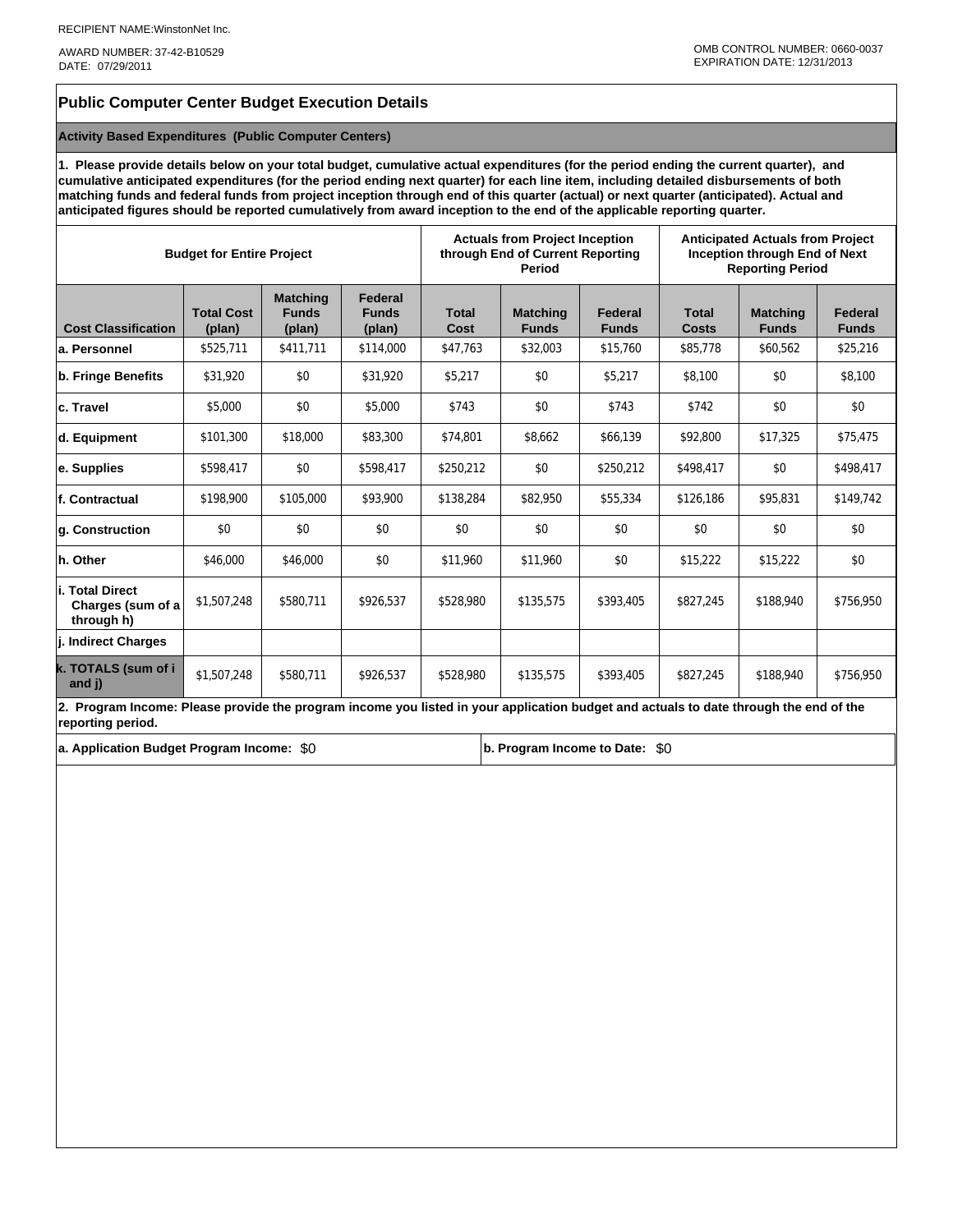RECIPIENT NAME:WinstonNet Inc.

AWARD NUMBER: 37-42-B10529
DATE: 07/29/2011

OMB CONTROL NUMBER: 0660-0037
EXPIRATION DATE: 12/31/2013

## Public Computer Center Budget Execution Details

**Activity Based Expenditures (Public Computer Centers)**

**1. Please provide details below on your total budget, cumulative actual expenditures (for the period ending the current quarter), and cumulative anticipated expenditures (for the period ending next quarter) for each line item, including detailed disbursements of both matching funds and federal funds from project inception through end of this quarter (actual) or next quarter (anticipated). Actual and anticipated figures should be reported cumulatively from award inception to the end of the applicable reporting quarter.**

| | Budget for Entire Project | | | Actuals from Project Inception through End of Current Reporting Period | | | Anticipated Actuals from Project Inception through End of Next Reporting Period | | |
|---|---|---|---|---|---|---|---|---|---|
| **Cost Classification** | **Total Cost (plan)** | **Matching Funds (plan)** | **Federal Funds (plan)** | **Total Cost** | **Matching Funds** | **Federal Funds** | **Total Costs** | **Matching Funds** | **Federal Funds** |
| a. Personnel | $525,711 | $411,711 | $114,000 | $47,763 | $32,003 | $15,760 | $85,778 | $60,562 | $25,216 |
| b. Fringe Benefits | $31,920 | $0 | $31,920 | $5,217 | $0 | $5,217 | $8,100 | $0 | $8,100 |
| c. Travel | $5,000 | $0 | $5,000 | $743 | $0 | $743 | $742 | $0 | $0 |
| d. Equipment | $101,300 | $18,000 | $83,300 | $74,801 | $8,662 | $66,139 | $92,800 | $17,325 | $75,475 |
| e. Supplies | $598,417 | $0 | $598,417 | $250,212 | $0 | $250,212 | $498,417 | $0 | $498,417 |
| f. Contractual | $198,900 | $105,000 | $93,900 | $138,284 | $82,950 | $55,334 | $126,186 | $95,831 | $149,742 |
| g. Construction | $0 | $0 | $0 | $0 | $0 | $0 | $0 | $0 | $0 |
| h. Other | $46,000 | $46,000 | $0 | $11,960 | $11,960 | $0 | $15,222 | $15,222 | $0 |
| i. Total Direct Charges (sum of a through h) | $1,507,248 | $580,711 | $926,537 | $528,980 | $135,575 | $393,405 | $827,245 | $188,940 | $756,950 |
| j. Indirect Charges | | | | | | | | | |
| k. TOTALS (sum of i and j) | $1,507,248 | $580,711 | $926,537 | $528,980 | $135,575 | $393,405 | $827,245 | $188,940 | $756,950 |

**2. Program Income: Please provide the program income you listed in your application budget and actuals to date through the end of the reporting period.**

**a. Application Budget Program Income:** $0

**b. Program Income to Date:** $0